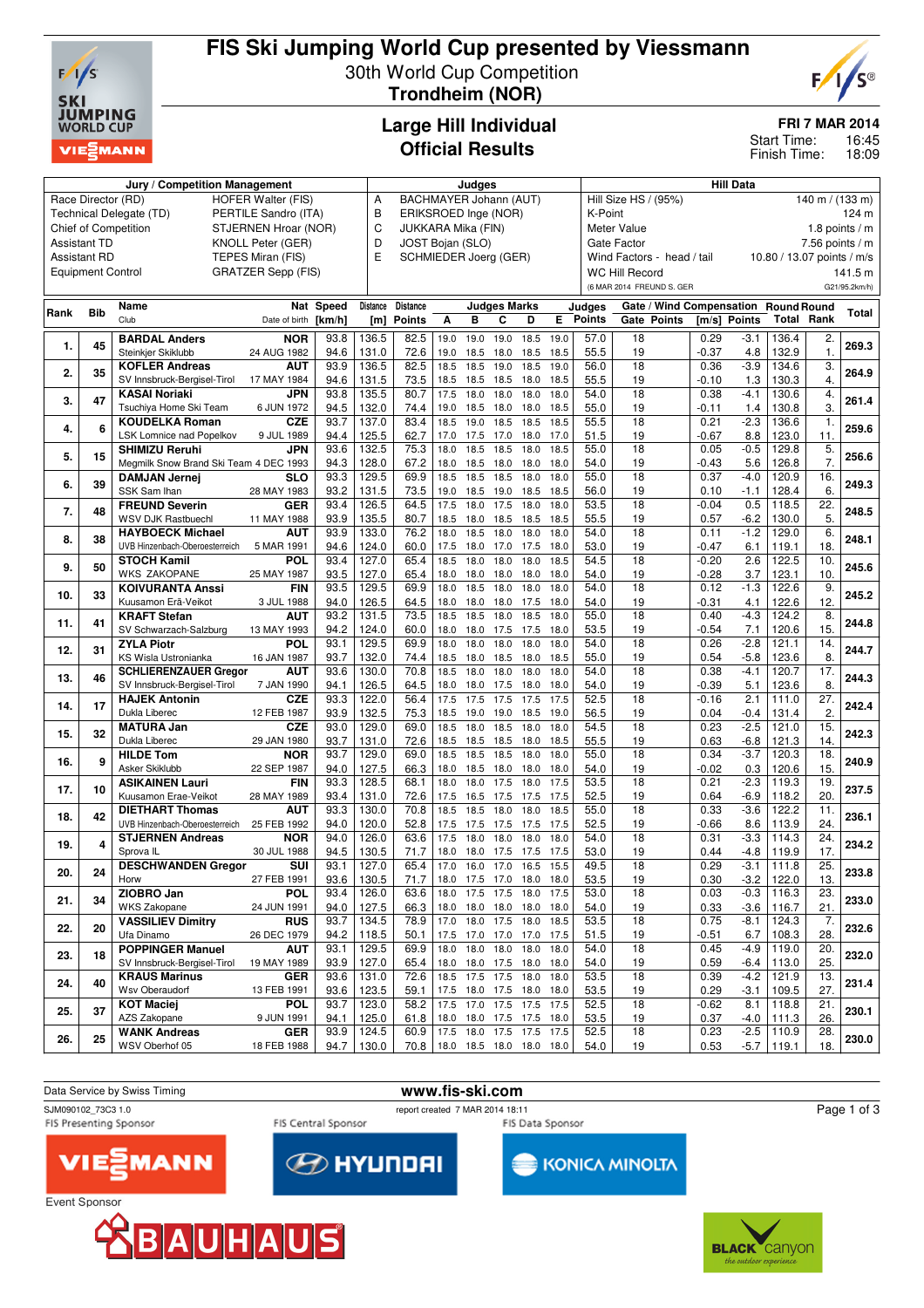# FIS Ski Jumping World Cup presented by Viessmann

30th World Cup Competition

**Trondheim (NOR)**

## Large Hill Individual
## Official Results

**FRI 7 MAR 2014**

Start Time: 16:45
Finish Time: 18:09

| Jury / Competition Management | | Judges | | Hill Data | |
|---|---|---|---|---|---|
| Race Director (RD) | HOFER Walter (FIS) | A | BACHMAYER Johann (AUT) | Hill Size HS / (95%) | 140 m / (133 m) |
| Technical Delegate (TD) | PERTILE Sandro (ITA) | B | ERIKSROED Inge (NOR) | K-Point | 124 m |
| Chief of Competition | STJERNEN Hroar (NOR) | C | JUKKARA Mika (FIN) | Meter Value | 1.8 points / m |
| Assistant TD | KNOLL Peter (GER) | D | JOST Bojan (SLO) | Gate Factor | 7.56 points / m |
| Assistant RD | TEPES Miran (FIS) | E | SCHMIEDER Joerg (GER) | Wind Factors - head / tail | 10.80 / 13.07 points / m/s |
| Equipment Control | GRATZER Sepp (FIS) | | | WC Hill Record | 141.5 m |
| | | | | (6 MAR 2014 FREUND S. GER) | G21/95.2km/h) |

| Rank | Bib | Name / Club | Nat / Date of birth | Speed [km/h] | Distance [m] | Distance Points | A | B | C | D | E | Judges Points | Gate | Gate Points | Wind [m/s] | Wind Points | Round Total | Round Rank | Total |
|---|---|---|---|---|---|---|---|---|---|---|---|---|---|---|---|---|---|---|---|
| 1. | 45 | **BARDAL Anders** | NOR | 93.8 | 136.5 | 82.5 | 19.0 | 19.0 | 19.0 | 18.5 | 19.0 | 57.0 | 18 | | 0.29 | -3.1 | 136.4 | 2. | 269.3 |
| | | Steinkjer Skiklubb | 24 AUG 1982 | 94.6 | 131.0 | 72.6 | 19.0 | 18.5 | 18.0 | 18.5 | 18.5 | 55.5 | 19 | | -0.37 | 4.8 | 132.9 | 1. | |
| 2. | 35 | **KOFLER Andreas** | AUT | 93.9 | 136.5 | 82.5 | 18.5 | 18.5 | 19.0 | 18.5 | 19.0 | 56.0 | 18 | | 0.36 | -3.9 | 134.6 | 3. | 264.9 |
| | | SV Innsbruck-Bergisel-Tirol | 17 MAY 1984 | 94.6 | 131.5 | 73.5 | 18.5 | 18.5 | 18.5 | 18.0 | 18.5 | 55.5 | 19 | | -0.10 | 1.3 | 130.3 | 4. | |
| 3. | 47 | **KASAI Noriaki** | JPN | 93.8 | 135.5 | 80.7 | 17.5 | 18.0 | 18.0 | 18.0 | 18.0 | 54.0 | 18 | | 0.38 | -4.1 | 130.6 | 4. | 261.4 |
| | | Tsuchiya Home Ski Team | 6 JUN 1972 | 94.5 | 132.0 | 74.4 | 19.0 | 18.5 | 18.0 | 18.0 | 18.5 | 55.0 | 19 | | -0.11 | 1.4 | 130.8 | 3. | |
| 4. | 6 | **KOUDELKA Roman** | CZE | 93.7 | 137.0 | 83.4 | 18.5 | 19.0 | 18.5 | 18.5 | 18.5 | 55.5 | 18 | | 0.21 | -2.3 | 136.6 | 1. | 259.6 |
| | | LSK Lomnice nad Popelkov | 9 JUL 1989 | 94.4 | 125.5 | 62.7 | 17.0 | 17.5 | 17.0 | 18.0 | 17.0 | 51.5 | 19 | | -0.67 | 8.8 | 123.0 | 11. | |
| 5. | 15 | **SHIMIZU Reruhi** | JPN | 93.6 | 132.5 | 75.3 | 18.0 | 18.5 | 18.5 | 18.0 | 18.0 | 55.0 | 18 | | 0.05 | -0.5 | 129.8 | 5. | 256.6 |
| | | Megmilk Snow Brand Ski Team | 4 DEC 1993 | 94.3 | 128.0 | 67.2 | 18.0 | 18.5 | 18.0 | 18.0 | 18.0 | 54.0 | 19 | | -0.43 | 5.6 | 126.8 | 7. | |
| 6. | 39 | **DAMJAN Jernej** | SLO | 93.3 | 129.5 | 69.9 | 18.5 | 18.5 | 18.5 | 18.0 | 18.0 | 55.0 | 18 | | 0.37 | -4.0 | 120.9 | 16. | 249.3 |
| | | SSK Sam Ihan | 28 MAY 1983 | 93.2 | 131.5 | 73.5 | 19.0 | 18.5 | 19.0 | 18.5 | 18.5 | 56.0 | 19 | | 0.10 | -1.1 | 128.4 | 6. | |
| 7. | 48 | **FREUND Severin** | GER | 93.4 | 126.5 | 64.5 | 17.5 | 18.0 | 17.5 | 18.0 | 18.0 | 53.5 | 18 | | -0.04 | 0.5 | 118.5 | 22. | 248.5 |
| | | WSV DJK Rastbuechl | 11 MAY 1988 | 93.9 | 135.5 | 80.7 | 18.5 | 18.0 | 18.5 | 18.5 | 18.5 | 55.5 | 19 | | 0.57 | -6.2 | 130.0 | 5. | |
| 8. | 38 | **HAYBOECK Michael** | AUT | 93.9 | 133.0 | 76.2 | 18.0 | 18.5 | 18.0 | 18.0 | 18.0 | 54.0 | 18 | | 0.11 | -1.2 | 129.0 | 6. | 248.1 |
| | | UVB Hinzenbach-Oberoesterreich | 5 MAR 1991 | 94.6 | 124.0 | 60.0 | 17.5 | 18.0 | 17.0 | 17.5 | 18.0 | 53.0 | 19 | | -0.47 | 6.1 | 119.1 | 18. | |
| 9. | 50 | **STOCH Kamil** | POL | 93.4 | 127.0 | 65.4 | 18.5 | 18.0 | 18.0 | 18.0 | 18.5 | 54.5 | 18 | | -0.20 | 2.6 | 122.5 | 10. | 245.6 |
| | | WKS ZAKOPANE | 25 MAY 1987 | 93.5 | 127.0 | 65.4 | 18.0 | 18.0 | 18.0 | 18.0 | 18.0 | 54.0 | 19 | | -0.28 | 3.7 | 123.1 | 10. | |
| 10. | 33 | **KOIVURANTA Anssi** | FIN | 93.5 | 129.5 | 69.9 | 18.0 | 18.5 | 18.0 | 18.0 | 18.0 | 54.0 | 18 | | 0.12 | -1.3 | 122.6 | 9. | 245.2 |
| | | Kuusamon Erä-Veikot | 3 JUL 1988 | 94.0 | 126.5 | 64.5 | 18.0 | 18.0 | 18.0 | 17.5 | 18.0 | 54.0 | 19 | | -0.31 | 4.1 | 122.6 | 12. | |
| 11. | 41 | **KRAFT Stefan** | AUT | 93.2 | 131.5 | 73.5 | 18.5 | 18.5 | 18.0 | 18.5 | 18.0 | 55.0 | 18 | | 0.40 | -4.3 | 124.2 | 8. | 244.8 |
| | | SV Schwarzach-Salzburg | 13 MAY 1993 | 94.2 | 124.0 | 60.0 | 18.0 | 18.0 | 17.5 | 17.5 | 18.0 | 53.5 | 19 | | -0.54 | 7.1 | 120.6 | 15. | |
| 12. | 31 | **ZYLA Piotr** | POL | 93.1 | 129.5 | 69.9 | 18.0 | 18.0 | 18.0 | 18.0 | 18.0 | 54.0 | 18 | | 0.26 | -2.8 | 121.1 | 14. | 244.7 |
| | | KS Wisla Ustronianka | 16 JAN 1987 | 93.7 | 132.0 | 74.4 | 18.5 | 18.0 | 18.5 | 18.0 | 18.5 | 55.0 | 19 | | 0.54 | -5.8 | 123.6 | 8. | |
| 13. | 46 | **SCHLIERENZAUER Gregor** | AUT | 93.6 | 130.0 | 70.8 | 18.5 | 18.0 | 18.0 | 18.0 | 18.0 | 54.0 | 18 | | 0.38 | -4.1 | 120.7 | 17. | 244.3 |
| | | SV Innsbruck-Bergisel-Tirol | 7 JAN 1990 | 94.1 | 126.5 | 64.5 | 18.0 | 18.0 | 17.5 | 18.0 | 18.0 | 54.0 | 19 | | -0.39 | 5.1 | 123.6 | 8. | |
| 14. | 17 | **HAJEK Antonin** | CZE | 93.3 | 122.0 | 56.4 | 17.5 | 17.5 | 17.5 | 17.5 | 17.5 | 52.5 | 18 | | -0.16 | 2.1 | 111.0 | 27. | 242.4 |
| | | Dukla Liberec | 12 FEB 1987 | 93.9 | 132.5 | 75.3 | 18.5 | 19.0 | 19.0 | 18.5 | 19.0 | 56.5 | 19 | | 0.04 | -0.4 | 131.4 | 2. | |
| 15. | 32 | **MATURA Jan** | CZE | 93.0 | 129.0 | 69.0 | 18.5 | 18.0 | 18.5 | 18.0 | 18.0 | 54.5 | 18 | | 0.23 | -2.5 | 121.0 | 15. | 242.3 |
| | | Dukla Liberec | 29 JAN 1980 | 93.7 | 131.0 | 72.6 | 18.5 | 18.5 | 18.5 | 18.0 | 18.5 | 55.5 | 19 | | 0.63 | -6.8 | 121.3 | 14. | |
| 16. | 9 | **HILDE Tom** | NOR | 93.7 | 129.0 | 69.0 | 18.5 | 18.5 | 18.5 | 18.0 | 18.0 | 55.0 | 18 | | 0.34 | -3.7 | 120.3 | 18. | 240.9 |
| | | Asker Skiklubb | 22 SEP 1987 | 94.0 | 127.5 | 66.3 | 18.0 | 18.5 | 18.0 | 18.0 | 18.0 | 54.0 | 19 | | -0.02 | 0.3 | 120.6 | 15. | |
| 17. | 10 | **ASIKAINEN Lauri** | FIN | 93.3 | 128.5 | 68.1 | 18.0 | 18.0 | 17.5 | 18.0 | 17.5 | 53.5 | 18 | | 0.21 | -2.3 | 119.3 | 19. | 237.5 |
| | | Kuusamon Erae-Veikot | 28 MAY 1989 | 93.4 | 131.0 | 72.6 | 17.5 | 16.5 | 17.5 | 17.5 | 17.5 | 52.5 | 19 | | 0.64 | -6.9 | 118.2 | 20. | |
| 18. | 42 | **DIETHART Thomas** | AUT | 93.3 | 130.0 | 70.8 | 18.5 | 18.5 | 18.0 | 18.0 | 18.5 | 55.0 | 18 | | 0.33 | -3.6 | 122.2 | 11. | 236.1 |
| | | UVB Hinzenbach-Oberoesterreich | 25 FEB 1992 | 94.0 | 120.0 | 52.8 | 17.5 | 17.5 | 17.5 | 17.5 | 17.5 | 52.5 | 19 | | -0.66 | 8.6 | 113.9 | 24. | |
| 19. | 4 | **STJERNEN Andreas** | NOR | 94.0 | 126.0 | 63.6 | 17.5 | 18.0 | 18.0 | 18.0 | 18.0 | 54.0 | 18 | | 0.31 | -3.3 | 114.3 | 24. | 234.2 |
| | | Sprova IL | 30 JUL 1988 | 94.5 | 130.5 | 71.7 | 18.0 | 18.0 | 17.5 | 17.5 | 17.5 | 53.0 | 19 | | 0.44 | -4.8 | 119.9 | 17. | |
| 20. | 24 | **DESCHWANDEN Gregor** | SUI | 93.1 | 127.0 | 65.4 | 17.0 | 16.0 | 17.0 | 16.5 | 15.5 | 49.5 | 18 | | 0.29 | -3.1 | 111.8 | 25. | 233.8 |
| | | Horw | 27 FEB 1991 | 93.6 | 130.5 | 71.7 | 18.0 | 17.5 | 17.0 | 18.0 | 18.0 | 53.5 | 19 | | 0.30 | -3.2 | 122.0 | 13. | |
| 21. | 34 | **ZIOBRO Jan** | POL | 93.4 | 126.0 | 63.6 | 18.0 | 17.5 | 17.5 | 18.0 | 17.5 | 53.0 | 18 | | 0.03 | -0.3 | 116.3 | 23. | 233.0 |
| | | WKS Zakopane | 24 JUN 1991 | 94.0 | 127.5 | 66.3 | 18.0 | 18.0 | 18.0 | 18.0 | 18.0 | 54.0 | 19 | | 0.33 | -3.6 | 116.7 | 21. | |
| 22. | 20 | **VASSILIEV Dimitry** | RUS | 93.7 | 134.5 | 78.9 | 17.0 | 18.0 | 17.5 | 18.0 | 18.5 | 53.5 | 18 | | 0.75 | -8.1 | 124.3 | 7. | 232.6 |
| | | Ufa Dinamo | 26 DEC 1979 | 94.2 | 118.5 | 50.1 | 17.5 | 17.0 | 17.0 | 17.0 | 17.5 | 51.5 | 19 | | -0.51 | 6.7 | 108.3 | 28. | |
| 23. | 18 | **POPPINGER Manuel** | AUT | 93.1 | 129.5 | 69.9 | 18.0 | 18.0 | 18.0 | 18.0 | 18.0 | 54.0 | 18 | | 0.45 | -4.9 | 119.0 | 20. | 232.0 |
| | | SV Innsbruck-Bergisel-Tirol | 19 MAY 1989 | 93.9 | 127.0 | 65.4 | 18.0 | 18.0 | 17.5 | 18.0 | 18.0 | 54.0 | 19 | | 0.59 | -6.4 | 113.0 | 25. | |
| 24. | 40 | **KRAUS Marinus** | GER | 93.6 | 131.0 | 72.6 | 18.5 | 17.5 | 17.5 | 18.0 | 18.0 | 53.5 | 18 | | 0.39 | -4.2 | 121.9 | 13. | 231.4 |
| | | Wsv Oberaudorf | 13 FEB 1991 | 93.6 | 123.5 | 59.1 | 17.5 | 18.0 | 17.5 | 18.0 | 18.0 | 53.5 | 19 | | 0.29 | -3.1 | 109.5 | 27. | |
| 25. | 37 | **KOT Maciej** | POL | 93.7 | 123.0 | 58.2 | 17.5 | 17.0 | 17.5 | 17.5 | 17.5 | 52.5 | 18 | | -0.62 | 8.1 | 118.8 | 21. | 230.1 |
| | | AZS Zakopane | 9 JUN 1991 | 94.1 | 125.0 | 61.8 | 18.0 | 18.0 | 17.5 | 17.5 | 18.0 | 53.5 | 19 | | 0.37 | -4.0 | 111.3 | 26. | |
| 26. | 25 | **WANK Andreas** | GER | 93.9 | 124.5 | 60.9 | 17.5 | 18.0 | 17.5 | 17.5 | 17.5 | 52.5 | 18 | | 0.23 | -2.5 | 110.9 | 28. | 230.0 |
| | | WSV Oberhof 05 | 18 FEB 1988 | 94.7 | 130.0 | 70.8 | 18.0 | 18.5 | 18.0 | 18.0 | 18.0 | 54.0 | 19 | | 0.53 | -5.7 | 119.1 | 18. | |

Data Service by Swiss Timing

www.fis-ski.com

SJM090102_73C3 1.0 report created 7 MAR 2014 18:11

FIS Presenting Sponsor: VIESSMANN — FIS Central Sponsor: HYUNDAI — FIS Data Sponsor: KONICA MINOLTA

Event Sponsor: BAUHAUS — BLACK canyon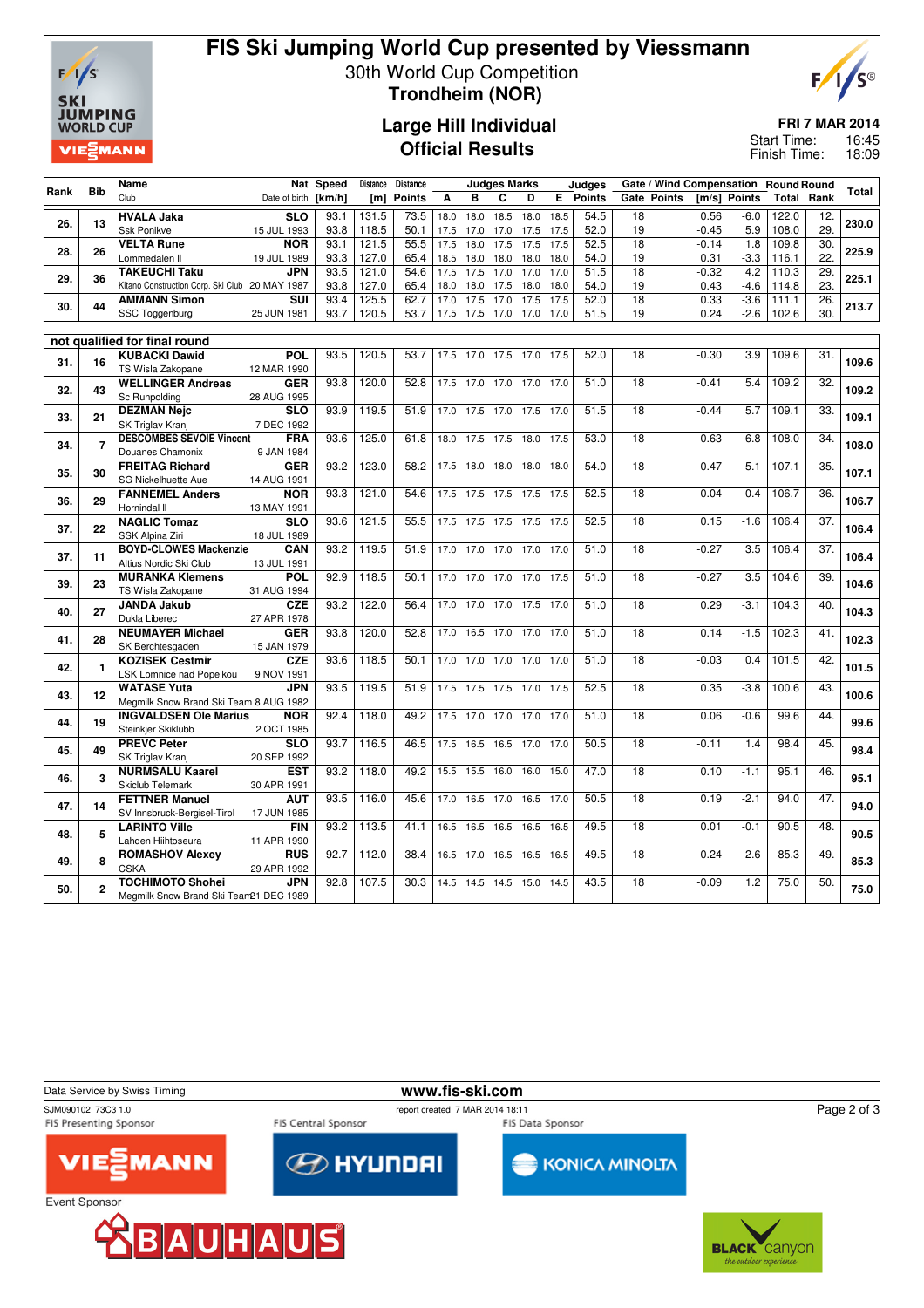# FIS Ski Jumping World Cup presented by Viessmann

30th World Cup Competition

**Trondheim (NOR)**

## Large Hill Individual

## Official Results

**FRI 7 MAR 2014**

Start Time: 16:45

Finish Time: 18:09

| Rank | Bib | Name / Club | Nat / Date of birth | Speed [km/h] | Distance [m] | Distance Points | A | B | C | D | E | Judges Points | Gate | Gate Points | Wind [m/s] | Wind Points | Round Total | Round Rank | Total |
|---|---|---|---|---|---|---|---|---|---|---|---|---|---|---|---|---|---|---|---|
| 26. | 13 | **HVALA Jaka** / Ssk Ponikve | SLO / 15 JUL 1993 | 93.1 | 131.5 | 73.5 | 18.0 | 18.0 | 18.5 | 18.0 | 18.5 | 54.5 | 18 | | 0.56 | -6.0 | 122.0 | 12. | 230.0 |
| | | | | 93.8 | 118.5 | 50.1 | 17.5 | 17.0 | 17.0 | 17.5 | 17.5 | 52.0 | 19 | | -0.45 | 5.9 | 108.0 | 29. | |
| 28. | 26 | **VELTA Rune** / Lommedalen Il | NOR / 19 JUL 1989 | 93.1 | 121.5 | 55.5 | 17.5 | 18.0 | 17.5 | 17.5 | 17.5 | 52.5 | 18 | | -0.14 | 1.8 | 109.8 | 30. | 225.9 |
| | | | | 93.3 | 127.0 | 65.4 | 18.5 | 18.0 | 18.0 | 18.0 | 18.0 | 54.0 | 19 | | 0.31 | -3.3 | 116.1 | 22. | |
| 29. | 36 | **TAKEUCHI Taku** / Kitano Construction Corp. Ski Club | JPN / 20 MAY 1987 | 93.5 | 121.0 | 54.6 | 17.5 | 17.5 | 17.0 | 17.0 | 17.0 | 51.5 | 18 | | -0.32 | 4.2 | 110.3 | 29. | 225.1 |
| | | | | 93.8 | 127.0 | 65.4 | 18.0 | 18.0 | 17.5 | 18.0 | 18.0 | 54.0 | 19 | | 0.43 | -4.6 | 114.8 | 23. | |
| 30. | 44 | **AMMANN Simon** / SSC Toggenburg | SUI / 25 JUN 1981 | 93.4 | 125.5 | 62.7 | 17.0 | 17.5 | 17.0 | 17.5 | 17.5 | 52.0 | 18 | | 0.33 | -3.6 | 111.1 | 26. | 213.7 |
| | | | | 93.7 | 120.5 | 53.7 | 17.5 | 17.5 | 17.0 | 17.0 | 17.0 | 51.5 | 19 | | 0.24 | -2.6 | 102.6 | 30. | |
| **not qualified for final round** | | | | | | | | | | | | | | | | | | | |
| 31. | 16 | **KUBACKI Dawid** / TS Wisla Zakopane | POL / 12 MAR 1990 | 93.5 | 120.5 | 53.7 | 17.5 | 17.0 | 17.5 | 17.0 | 17.5 | 52.0 | 18 | | -0.30 | 3.9 | 109.6 | 31. | 109.6 |
| 32. | 43 | **WELLINGER Andreas** / Sc Ruhpolding | GER / 28 AUG 1995 | 93.8 | 120.0 | 52.8 | 17.5 | 17.0 | 17.0 | 17.0 | 17.0 | 51.0 | 18 | | -0.41 | 5.4 | 109.2 | 32. | 109.2 |
| 33. | 21 | **DEZMAN Nejc** / SK Triglav Kranj | SLO / 7 DEC 1992 | 93.9 | 119.5 | 51.9 | 17.0 | 17.5 | 17.0 | 17.5 | 17.0 | 51.5 | 18 | | -0.44 | 5.7 | 109.1 | 33. | 109.1 |
| 34. | 7 | **DESCOMBES SEVOIE Vincent** / Douanes Chamonix | FRA / 9 JAN 1984 | 93.6 | 125.0 | 61.8 | 18.0 | 17.5 | 17.5 | 18.0 | 17.5 | 53.0 | 18 | | 0.63 | -6.8 | 108.0 | 34. | 108.0 |
| 35. | 30 | **FREITAG Richard** / SG Nickelhuette Aue | GER / 14 AUG 1991 | 93.2 | 123.0 | 58.2 | 17.5 | 18.0 | 18.0 | 18.0 | 18.0 | 54.0 | 18 | | 0.47 | -5.1 | 107.1 | 35. | 107.1 |
| 36. | 29 | **FANNEMEL Anders** / Hornindal Il | NOR / 13 MAY 1991 | 93.3 | 121.0 | 54.6 | 17.5 | 17.5 | 17.5 | 17.5 | 17.5 | 52.5 | 18 | | 0.04 | -0.4 | 106.7 | 36. | 106.7 |
| 37. | 22 | **NAGLIC Tomaz** / SSK Alpina Ziri | SLO / 18 JUL 1989 | 93.6 | 121.5 | 55.5 | 17.5 | 17.5 | 17.5 | 17.5 | 17.5 | 52.5 | 18 | | 0.15 | -1.6 | 106.4 | 37. | 106.4 |
| 37. | 11 | **BOYD-CLOWES Mackenzie** / Altius Nordic Ski Club | CAN / 13 JUL 1991 | 93.2 | 119.5 | 51.9 | 17.0 | 17.0 | 17.0 | 17.0 | 17.0 | 51.0 | 18 | | -0.27 | 3.5 | 106.4 | 37. | 106.4 |
| 39. | 23 | **MURANKA Klemens** / TS Wisla Zakopane | POL / 31 AUG 1994 | 92.9 | 118.5 | 50.1 | 17.0 | 17.0 | 17.0 | 17.0 | 17.5 | 51.0 | 18 | | -0.27 | 3.5 | 104.6 | 39. | 104.6 |
| 40. | 27 | **JANDA Jakub** / Dukla Liberec | CZE / 27 APR 1978 | 93.2 | 122.0 | 56.4 | 17.0 | 17.0 | 17.0 | 17.5 | 17.0 | 51.0 | 18 | | 0.29 | -3.1 | 104.3 | 40. | 104.3 |
| 41. | 28 | **NEUMAYER Michael** / SK Berchtesgaden | GER / 15 JAN 1979 | 93.8 | 120.0 | 52.8 | 17.0 | 16.5 | 17.0 | 17.0 | 17.0 | 51.0 | 18 | | 0.14 | -1.5 | 102.3 | 41. | 102.3 |
| 42. | 1 | **KOZISEK Cestmir** / LSK Lomnice nad Popelkou | CZE / 9 NOV 1991 | 93.6 | 118.5 | 50.1 | 17.0 | 17.0 | 17.0 | 17.0 | 17.0 | 51.0 | 18 | | -0.03 | 0.4 | 101.5 | 42. | 101.5 |
| 43. | 12 | **WATASE Yuta** / Megmilk Snow Brand Ski Team | JPN / 8 AUG 1982 | 93.5 | 119.5 | 51.9 | 17.5 | 17.5 | 17.5 | 17.0 | 17.5 | 52.5 | 18 | | 0.35 | -3.8 | 100.6 | 43. | 100.6 |
| 44. | 19 | **INGVALDSEN Ole Marius** / Steinkjer Skiklubb | NOR / 2 OCT 1985 | 92.4 | 118.0 | 49.2 | 17.5 | 17.0 | 17.0 | 17.0 | 17.0 | 51.0 | 18 | | 0.06 | -0.6 | 99.6 | 44. | 99.6 |
| 45. | 49 | **PREVC Peter** / SK Triglav Kranj | SLO / 20 SEP 1992 | 93.7 | 116.5 | 46.5 | 17.5 | 16.5 | 16.5 | 17.0 | 17.0 | 50.5 | 18 | | -0.11 | 1.4 | 98.4 | 45. | 98.4 |
| 46. | 3 | **NURMSALU Kaarel** / Skiclub Telemark | EST / 30 APR 1991 | 93.2 | 118.0 | 49.2 | 15.5 | 15.5 | 16.0 | 16.0 | 15.0 | 47.0 | 18 | | 0.10 | -1.1 | 95.1 | 46. | 95.1 |
| 47. | 14 | **FETTNER Manuel** / SV Innsbruck-Bergisel-Tirol | AUT / 17 JUN 1985 | 93.5 | 116.0 | 45.6 | 17.0 | 16.5 | 17.0 | 16.5 | 17.0 | 50.5 | 18 | | 0.19 | -2.1 | 94.0 | 47. | 94.0 |
| 48. | 5 | **LARINTO Ville** / Lahden Hiihtoseura | FIN / 11 APR 1990 | 93.2 | 113.5 | 41.1 | 16.5 | 16.5 | 16.5 | 16.5 | 16.5 | 49.5 | 18 | | 0.01 | -0.1 | 90.5 | 48. | 90.5 |
| 49. | 8 | **ROMASHOV Alexey** / CSKA | RUS / 29 APR 1992 | 92.7 | 112.0 | 38.4 | 16.5 | 17.0 | 16.5 | 16.5 | 16.5 | 49.5 | 18 | | 0.24 | -2.6 | 85.3 | 49. | 85.3 |
| 50. | 2 | **TOCHIMOTO Shohei** / Megmilk Snow Brand Ski Team | JPN / 21 DEC 1989 | 92.8 | 107.5 | 30.3 | 14.5 | 14.5 | 14.5 | 15.0 | 14.5 | 43.5 | 18 | | -0.09 | 1.2 | 75.0 | 50. | 75.0 |

Data Service by Swiss Timing

www.fis-ski.com

SJM090102_73C3 1.0

report created 7 MAR 2014 18:11

FIS Presenting Sponsor: VIESSMANN — FIS Central Sponsor: HYUNDAI — FIS Data Sponsor: KONICA MINOLTA

Event Sponsor: BAUHAUS — BLACK canyon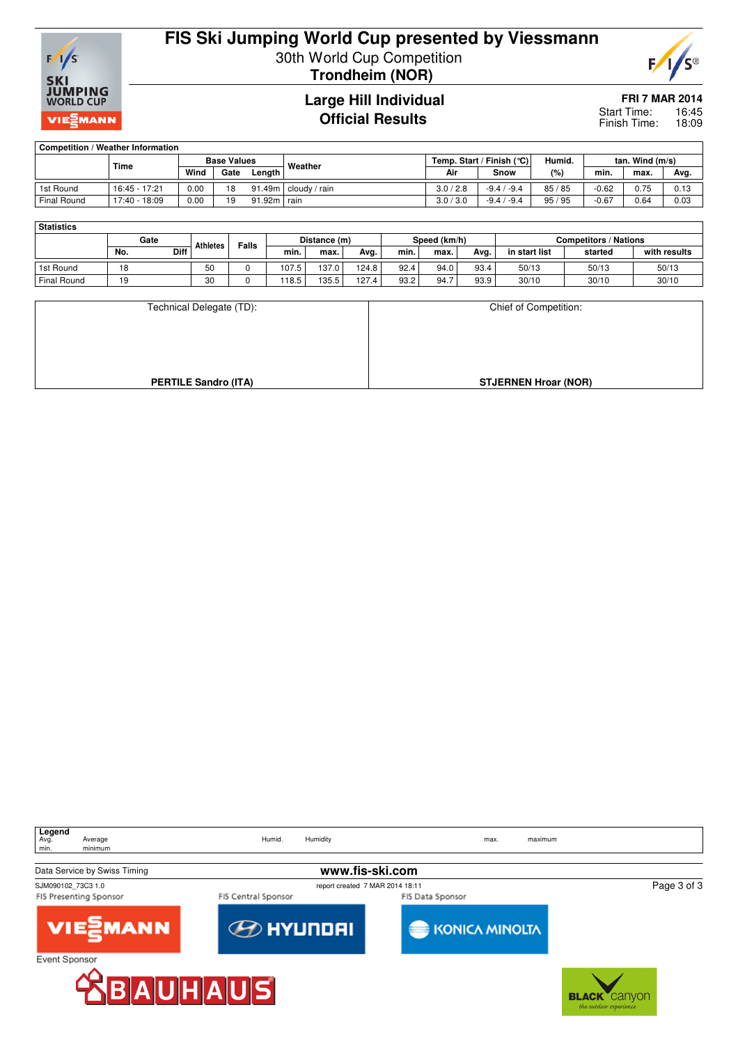# FIS Ski Jumping World Cup presented by Viessmann

30th World Cup Competition

**Trondheim (NOR)**

## Large Hill Individual
## Official Results

**FRI 7 MAR 2014**
Start Time: 16:45
Finish Time: 18:09

**Competition / Weather Information**

| | Time | Base Values | | | Weather | Temp. Start / Finish (°C) | | Humid. | tan. Wind (m/s) | | |
|---|---|---|---|---|---|---|---|---|---|---|---|
| | | Wind | Gate | Length | | Air | Snow | (%) | min. | max. | Avg. |
| 1st Round | 16:45 - 17:21 | 0.00 | 18 | 91.49m | cloudy / rain | 3.0 / 2.8 | -9.4 / -9.4 | 85 / 85 | -0.62 | 0.75 | 0.13 |
| Final Round | 17:40 - 18:09 | 0.00 | 19 | 91.92m | rain | 3.0 / 3.0 | -9.4 / -9.4 | 95 / 95 | -0.67 | 0.64 | 0.03 |

**Statistics**

| | Gate | | Athletes | Falls | Distance (m) | | | Speed (km/h) | | | Competitors / Nations | | |
|---|---|---|---|---|---|---|---|---|---|---|---|---|---|
| | No. | Diff | | | min. | max. | Avg. | min. | max. | Avg. | in start list | started | with results |
| 1st Round | 18 | | 50 | 0 | 107.5 | 137.0 | 124.8 | 92.4 | 94.0 | 93.4 | 50/13 | 50/13 | 50/13 |
| Final Round | 19 | | 30 | 0 | 118.5 | 135.5 | 127.4 | 93.2 | 94.7 | 93.9 | 30/10 | 30/10 | 30/10 |

| Technical Delegate (TD): | Chief of Competition: |
|---|---|
| **PERTILE Sandro (ITA)** | **STJERNEN Hroar (NOR)** |

**Legend**
Avg. Average
min. minimum
Humid. Humidity
max. maximum

Data Service by Swiss Timing
www.fis-ski.com
SJM090102_73C3 1.0
report created 7 MAR 2014 18:11

FIS Presenting Sponsor
FIS Central Sponsor
FIS Data Sponsor
Event Sponsor